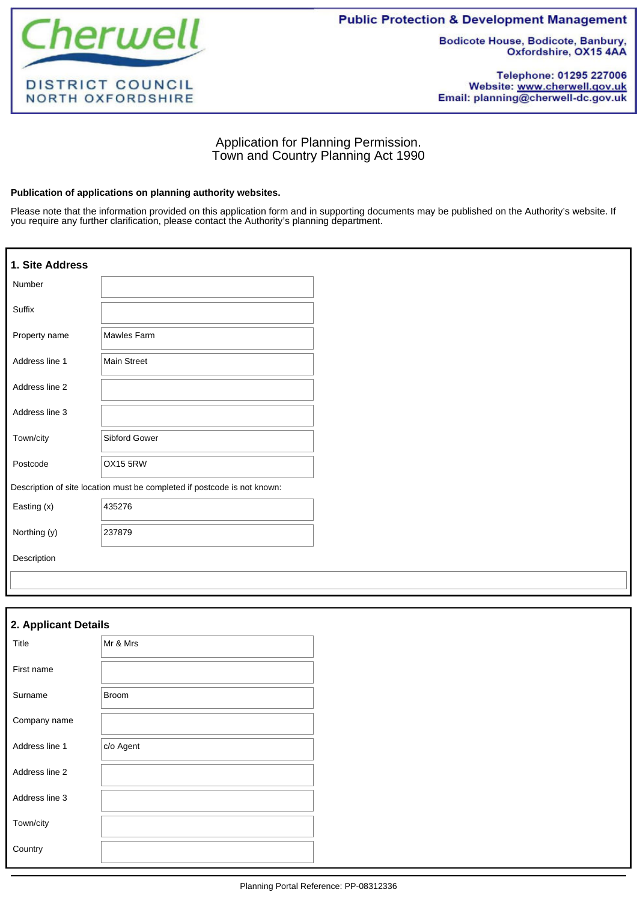Cherwell DISTRICT COUNCIL NORTH OXFORDSHIRE

**Public Protection & Development Management**

Bodicote House, Bodicote, Banbury, Oxfordshire, OX15 4AA

Telephone: 01295 227006
Website: www.cherwell.gov.uk
Email: planning@cherwell-dc.gov.uk

# Application for Planning Permission.
# Town and Country Planning Act 1990

**Publication of applications on planning authority websites.**

Please note that the information provided on this application form and in supporting documents may be published on the Authority's website. If you require any further clarification, please contact the Authority's planning department.

## 1. Site Address

| | |
|---|---|
| Number | |
| Suffix | |
| Property name | Mawles Farm |
| Address line 1 | Main Street |
| Address line 2 | |
| Address line 3 | |
| Town/city | Sibford Gower |
| Postcode | OX15 5RW |

Description of site location must be completed if postcode is not known:

| | |
|---|---|
| Easting (x) | 435276 |
| Northing (y) | 237879 |
| Description | |

## 2. Applicant Details

| | |
|---|---|
| Title | Mr & Mrs |
| First name | |
| Surname | Broom |
| Company name | |
| Address line 1 | c/o Agent |
| Address line 2 | |
| Address line 3 | |
| Town/city | |
| Country | |

Planning Portal Reference: PP-08312336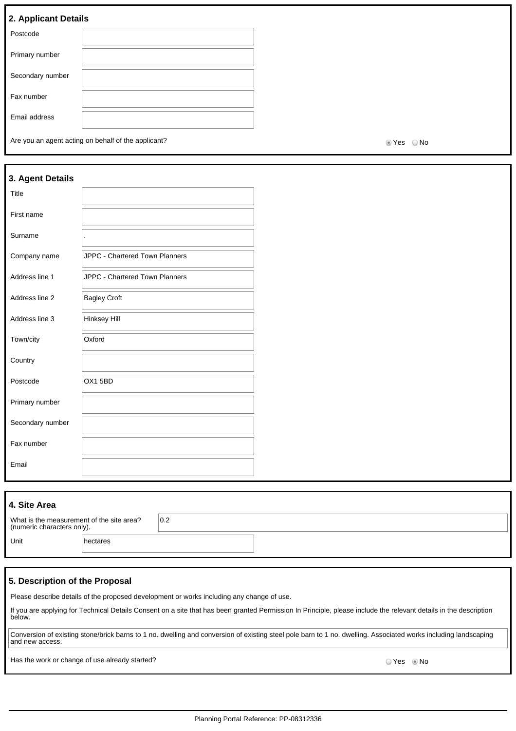## 2. Applicant Details

| | |
|---|---|
| Postcode | |
| Primary number | |
| Secondary number | |
| Fax number | |
| Email address | |

Are you an agent acting on behalf of the applicant? ◉ Yes ○ No

## 3. Agent Details

| | |
|---|---|
| Title | |
| First name | |
| Surname | . |
| Company name | JPPC - Chartered Town Planners |
| Address line 1 | JPPC - Chartered Town Planners |
| Address line 2 | Bagley Croft |
| Address line 3 | Hinksey Hill |
| Town/city | Oxford |
| Country | |
| Postcode | OX1 5BD |
| Primary number | |
| Secondary number | |
| Fax number | |
| Email | |

## 4. Site Area

| | |
|---|---|
| What is the measurement of the site area? (numeric characters only). | 0.2 |
| Unit | hectares |

## 5. Description of the Proposal

Please describe details of the proposed development or works including any change of use.

If you are applying for Technical Details Consent on a site that has been granted Permission In Principle, please include the relevant details in the description below.

Conversion of existing stone/brick barns to 1 no. dwelling and conversion of existing steel pole barn to 1 no. dwelling. Associated works including landscaping and new access.

Has the work or change of use already started? ○ Yes ◉ No

Planning Portal Reference: PP-08312336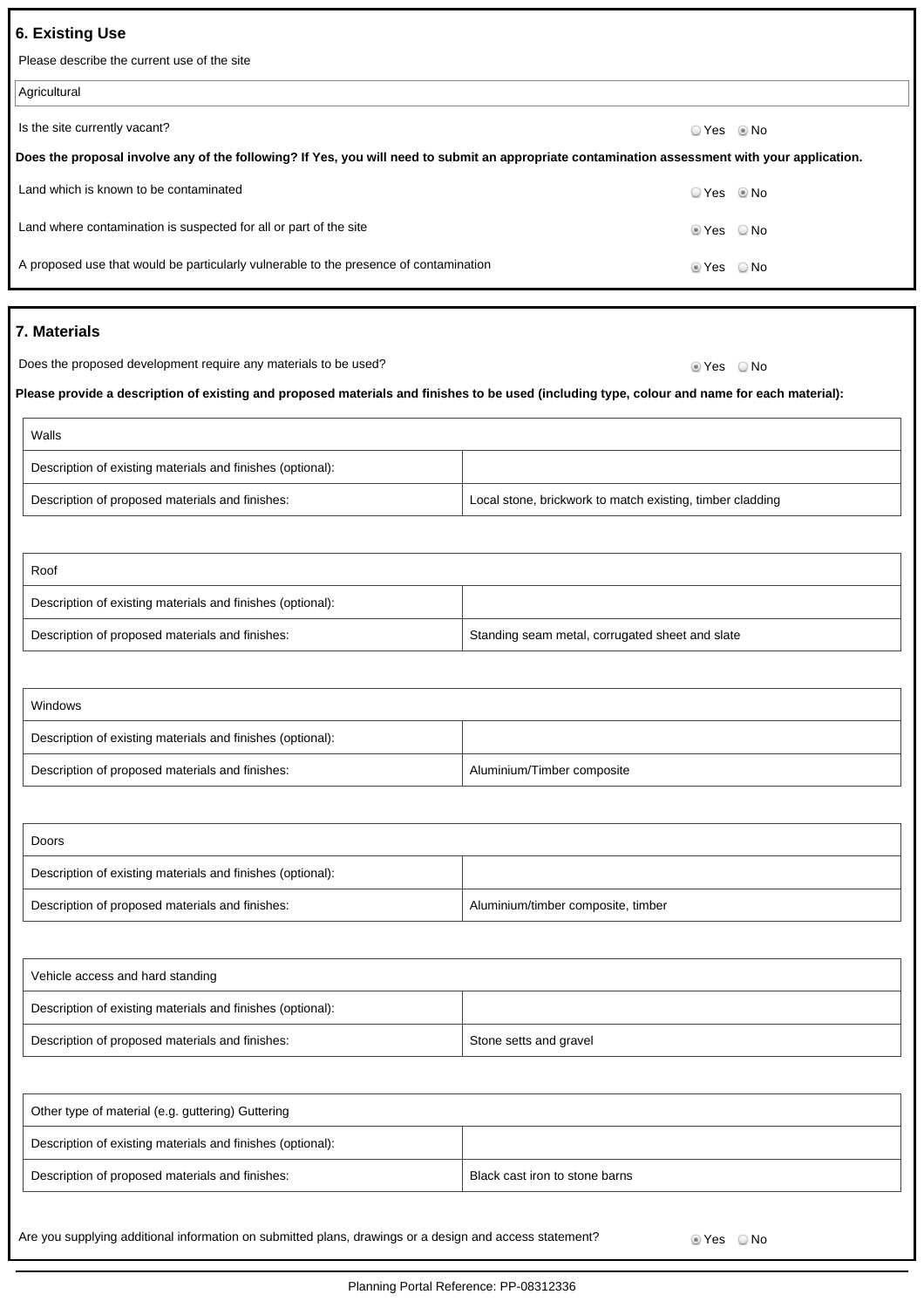## 6. Existing Use

Please describe the current use of the site

Agricultural

Is the site currently vacant? ○ Yes ◉ No

**Does the proposal involve any of the following? If Yes, you will need to submit an appropriate contamination assessment with your application.**

Land which is known to be contaminated ○ Yes ◉ No

Land where contamination is suspected for all or part of the site ◉ Yes ○ No

A proposed use that would be particularly vulnerable to the presence of contamination ◉ Yes ○ No

## 7. Materials

Does the proposed development require any materials to be used? ◉ Yes ○ No

**Please provide a description of existing and proposed materials and finishes to be used (including type, colour and name for each material):**

| Walls | |
|---|---|
| Description of existing materials and finishes (optional): | |
| Description of proposed materials and finishes: | Local stone, brickwork to match existing, timber cladding |

| Roof | |
|---|---|
| Description of existing materials and finishes (optional): | |
| Description of proposed materials and finishes: | Standing seam metal, corrugated sheet and slate |

| Windows | |
|---|---|
| Description of existing materials and finishes (optional): | |
| Description of proposed materials and finishes: | Aluminium/Timber composite |

| Doors | |
|---|---|
| Description of existing materials and finishes (optional): | |
| Description of proposed materials and finishes: | Aluminium/timber composite, timber |

| Vehicle access and hard standing | |
|---|---|
| Description of existing materials and finishes (optional): | |
| Description of proposed materials and finishes: | Stone setts and gravel |

| Other type of material (e.g. guttering) Guttering | |
|---|---|
| Description of existing materials and finishes (optional): | |
| Description of proposed materials and finishes: | Black cast iron to stone barns |

Are you supplying additional information on submitted plans, drawings or a design and access statement? ◉ Yes ○ No

Planning Portal Reference: PP-08312336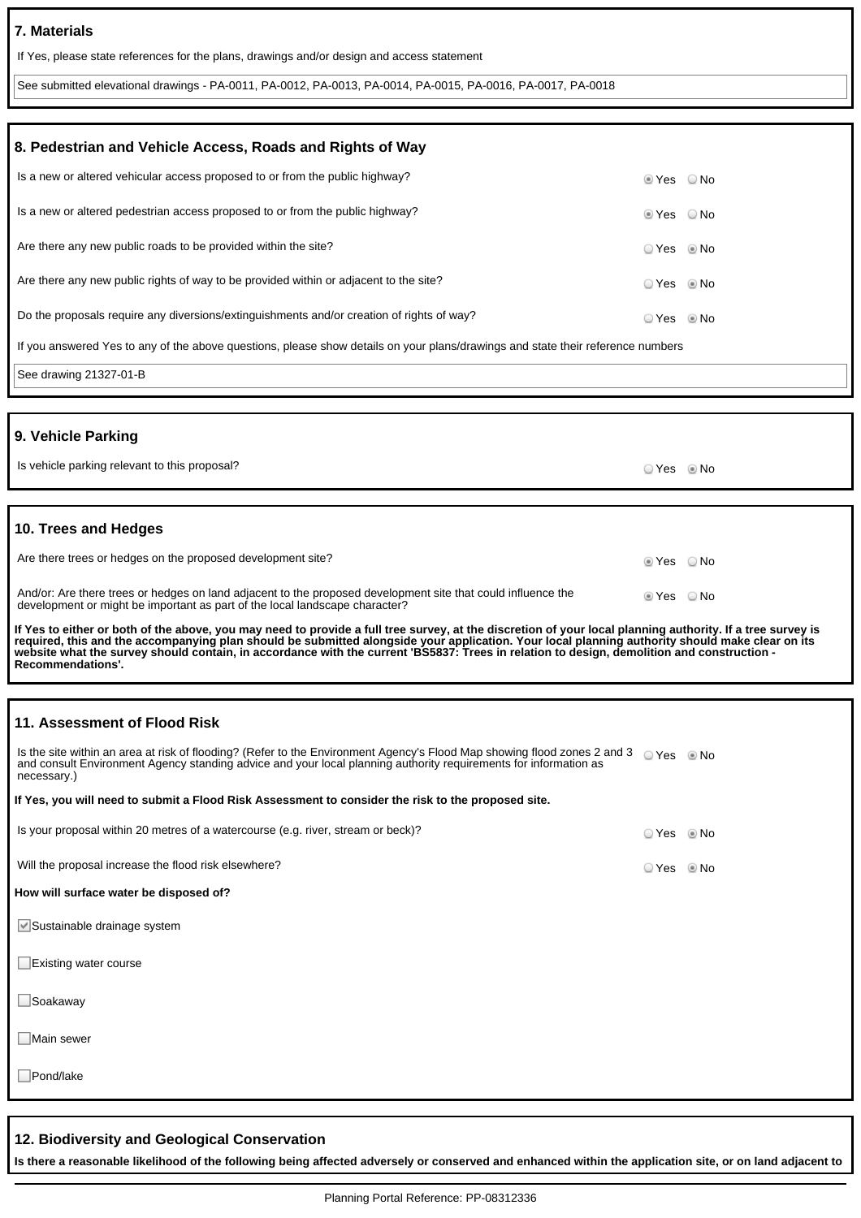## 7. Materials

If Yes, please state references for the plans, drawings and/or design and access statement

See submitted elevational drawings - PA-0011, PA-0012, PA-0013, PA-0014, PA-0015, PA-0016, PA-0017, PA-0018

## 8. Pedestrian and Vehicle Access, Roads and Rights of Way

| Question | Answer |
|---|---|
| Is a new or altered vehicular access proposed to or from the public highway? | Yes |
| Is a new or altered pedestrian access proposed to or from the public highway? | Yes |
| Are there any new public roads to be provided within the site? | No |
| Are there any new public rights of way to be provided within or adjacent to the site? | No |
| Do the proposals require any diversions/extinguishments and/or creation of rights of way? | No |

If you answered Yes to any of the above questions, please show details on your plans/drawings and state their reference numbers

See drawing 21327-01-B

## 9. Vehicle Parking

Is vehicle parking relevant to this proposal? No

## 10. Trees and Hedges

| Question | Answer |
|---|---|
| Are there trees or hedges on the proposed development site? | Yes |
| And/or: Are there trees or hedges on land adjacent to the proposed development site that could influence the development or might be important as part of the local landscape character? | Yes |

**If Yes to either or both of the above, you may need to provide a full tree survey, at the discretion of your local planning authority. If a tree survey is required, this and the accompanying plan should be submitted alongside your application. Your local planning authority should make clear on its website what the survey should contain, in accordance with the current 'BS5837: Trees in relation to design, demolition and construction - Recommendations'.**

## 11. Assessment of Flood Risk

| Question | Answer |
|---|---|
| Is the site within an area at risk of flooding? (Refer to the Environment Agency's Flood Map showing flood zones 2 and 3 and consult Environment Agency standing advice and your local planning authority requirements for information as necessary.) | No |

**If Yes, you will need to submit a Flood Risk Assessment to consider the risk to the proposed site.**

| Question | Answer |
|---|---|
| Is your proposal within 20 metres of a watercourse (e.g. river, stream or beck)? | No |
| Will the proposal increase the flood risk elsewhere? | No |

**How will surface water be disposed of?**

- [x] Sustainable drainage system
- [ ] Existing water course
- [ ] Soakaway
- [ ] Main sewer
- [ ] Pond/lake

## 12. Biodiversity and Geological Conservation

**Is there a reasonable likelihood of the following being affected adversely or conserved and enhanced within the application site, or on land adjacent to**

Planning Portal Reference: PP-08312336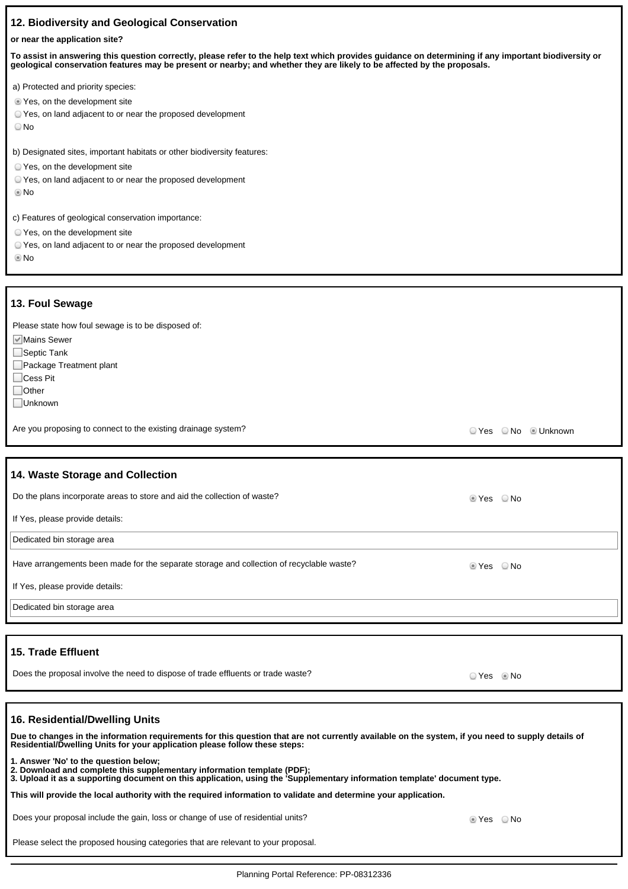## 12. Biodiversity and Geological Conservation

**or near the application site?**

**To assist in answering this question correctly, please refer to the help text which provides guidance on determining if any important biodiversity or geological conservation features may be present or nearby; and whether they are likely to be affected by the proposals.**

a) Protected and priority species:

- (x) Yes, on the development site
- ( ) Yes, on land adjacent to or near the proposed development
- ( ) No

b) Designated sites, important habitats or other biodiversity features:

- ( ) Yes, on the development site
- ( ) Yes, on land adjacent to or near the proposed development
- (x) No

c) Features of geological conservation importance:

- ( ) Yes, on the development site
- ( ) Yes, on land adjacent to or near the proposed development
- (x) No

## 13. Foul Sewage

Please state how foul sewage is to be disposed of:

- [x] Mains Sewer
- [ ] Septic Tank
- [ ] Package Treatment plant
- [ ] Cess Pit
- [ ] Other
- [ ] Unknown

Are you proposing to connect to the existing drainage system? ( ) Yes ( ) No (x) Unknown

## 14. Waste Storage and Collection

Do the plans incorporate areas to store and aid the collection of waste? (x) Yes ( ) No

If Yes, please provide details:

Dedicated bin storage area

Have arrangements been made for the separate storage and collection of recyclable waste? (x) Yes ( ) No

If Yes, please provide details:

Dedicated bin storage area

## 15. Trade Effluent

Does the proposal involve the need to dispose of trade effluents or trade waste? ( ) Yes (x) No

## 16. Residential/Dwelling Units

**Due to changes in the information requirements for this question that are not currently available on the system, if you need to supply details of Residential/Dwelling Units for your application please follow these steps:**

**1. Answer 'No' to the question below;**
**2. Download and complete this supplementary information template (PDF);**
**3. Upload it as a supporting document on this application, using the 'Supplementary information template' document type.**

**This will provide the local authority with the required information to validate and determine your application.**

Does your proposal include the gain, loss or change of use of residential units? (x) Yes ( ) No

Please select the proposed housing categories that are relevant to your proposal.

Planning Portal Reference: PP-08312336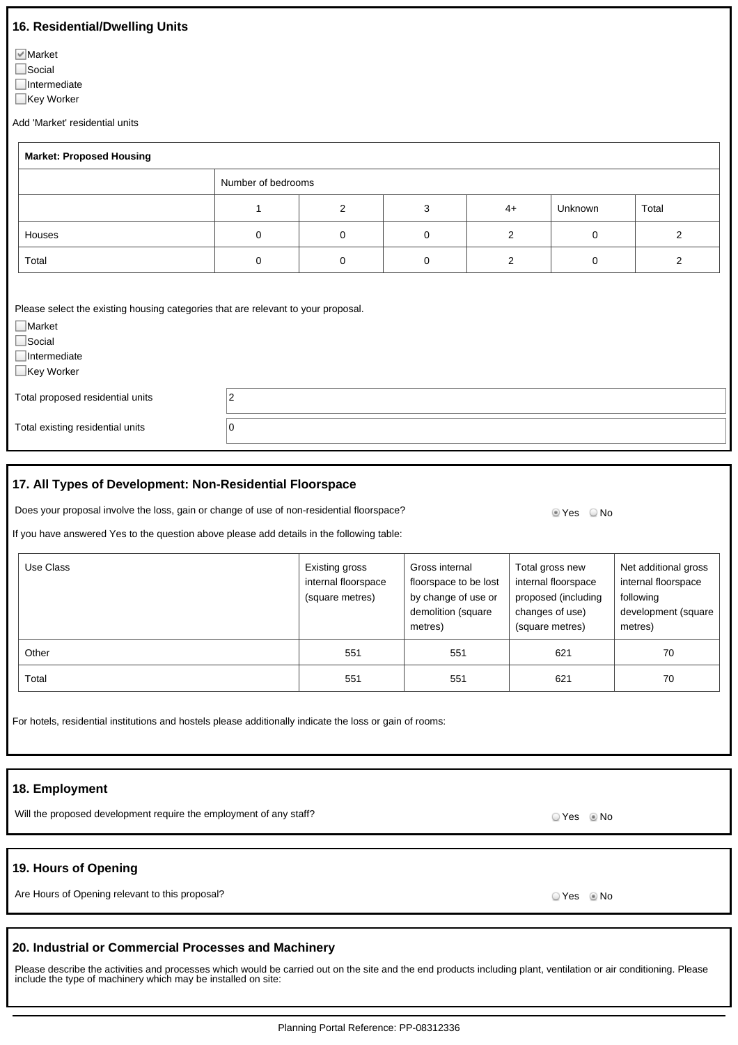## 16. Residential/Dwelling Units

- [x] Market
- [ ] Social
- [ ] Intermediate
- [ ] Key Worker

Add 'Market' residential units

| **Market: Proposed Housing** | | | | | | |
|---|---|---|---|---|---|---|
| | Number of bedrooms | | | | | |
| | 1 | 2 | 3 | 4+ | Unknown | Total |
| Houses | 0 | 0 | 0 | 2 | 0 | 2 |
| Total | 0 | 0 | 0 | 2 | 0 | 2 |

Please select the existing housing categories that are relevant to your proposal.

- [ ] Market
- [ ] Social
- [ ] Intermediate
- [ ] Key Worker

| | |
|---|---|
| Total proposed residential units | 2 |
| Total existing residential units | 0 |

## 17. All Types of Development: Non-Residential Floorspace

Does your proposal involve the loss, gain or change of use of non-residential floorspace? (●) Yes ( ) No

If you have answered Yes to the question above please add details in the following table:

| Use Class | Existing gross internal floorspace (square metres) | Gross internal floorspace to be lost by change of use or demolition (square metres) | Total gross new internal floorspace proposed (including changes of use) (square metres) | Net additional gross internal floorspace following development (square metres) |
|---|---|---|---|---|
| Other | 551 | 551 | 621 | 70 |
| Total | 551 | 551 | 621 | 70 |

For hotels, residential institutions and hostels please additionally indicate the loss or gain of rooms:

## 18. Employment

Will the proposed development require the employment of any staff? ( ) Yes (●) No

## 19. Hours of Opening

Are Hours of Opening relevant to this proposal? ( ) Yes (●) No

## 20. Industrial or Commercial Processes and Machinery

Please describe the activities and processes which would be carried out on the site and the end products including plant, ventilation or air conditioning. Please include the type of machinery which may be installed on site:

Planning Portal Reference: PP-08312336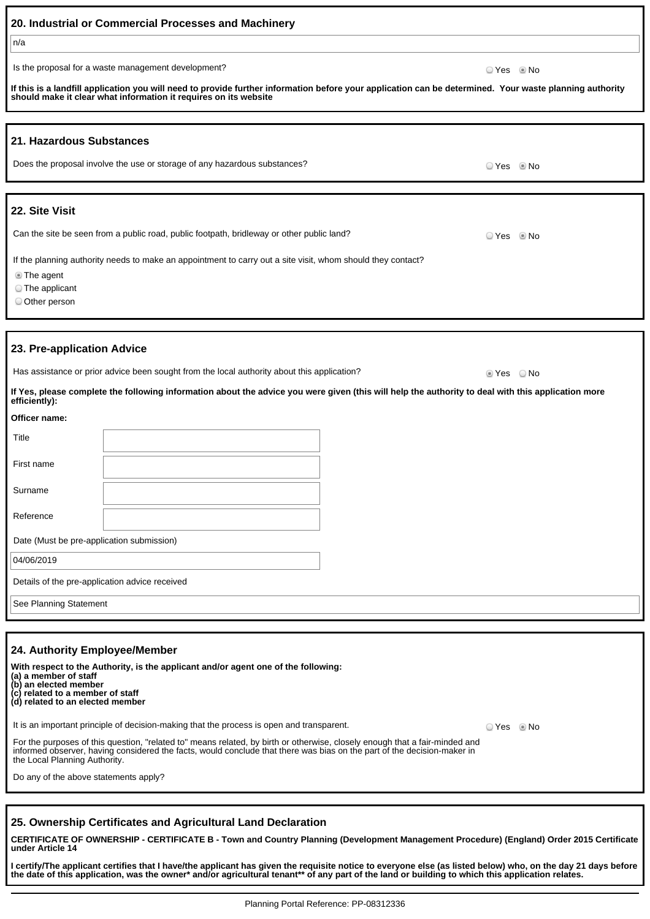## 20. Industrial or Commercial Processes and Machinery

n/a

Is the proposal for a waste management development? ○ Yes ◉ No

**If this is a landfill application you will need to provide further information before your application can be determined. Your waste planning authority should make it clear what information it requires on its website**

## 21. Hazardous Substances

Does the proposal involve the use or storage of any hazardous substances? ○ Yes ◉ No

## 22. Site Visit

Can the site be seen from a public road, public footpath, bridleway or other public land? ○ Yes ◉ No

If the planning authority needs to make an appointment to carry out a site visit, whom should they contact?

- ◉ The agent
- ○ The applicant
- ○ Other person

## 23. Pre-application Advice

Has assistance or prior advice been sought from the local authority about this application? ◉ Yes ○ No

**If Yes, please complete the following information about the advice you were given (this will help the authority to deal with this application more efficiently):**

**Officer name:**

| | |
|---|---|
| Title | |
| First name | |
| Surname | |
| Reference | |

Date (Must be pre-application submission)

04/06/2019

Details of the pre-application advice received

See Planning Statement

## 24. Authority Employee/Member

**With respect to the Authority, is the applicant and/or agent one of the following:**
**(a) a member of staff**
**(b) an elected member**
**(c) related to a member of staff**
**(d) related to an elected member**

It is an important principle of decision-making that the process is open and transparent. ○ Yes ◉ No

For the purposes of this question, "related to" means related, by birth or otherwise, closely enough that a fair-minded and informed observer, having considered the facts, would conclude that there was bias on the part of the decision-maker in the Local Planning Authority.

Do any of the above statements apply?

## 25. Ownership Certificates and Agricultural Land Declaration

**CERTIFICATE OF OWNERSHIP - CERTIFICATE B - Town and Country Planning (Development Management Procedure) (England) Order 2015 Certificate under Article 14**

**I certify/The applicant certifies that I have/the applicant has given the requisite notice to everyone else (as listed below) who, on the day 21 days before the date of this application, was the owner* and/or agricultural tenant** of any part of the land or building to which this application relates.**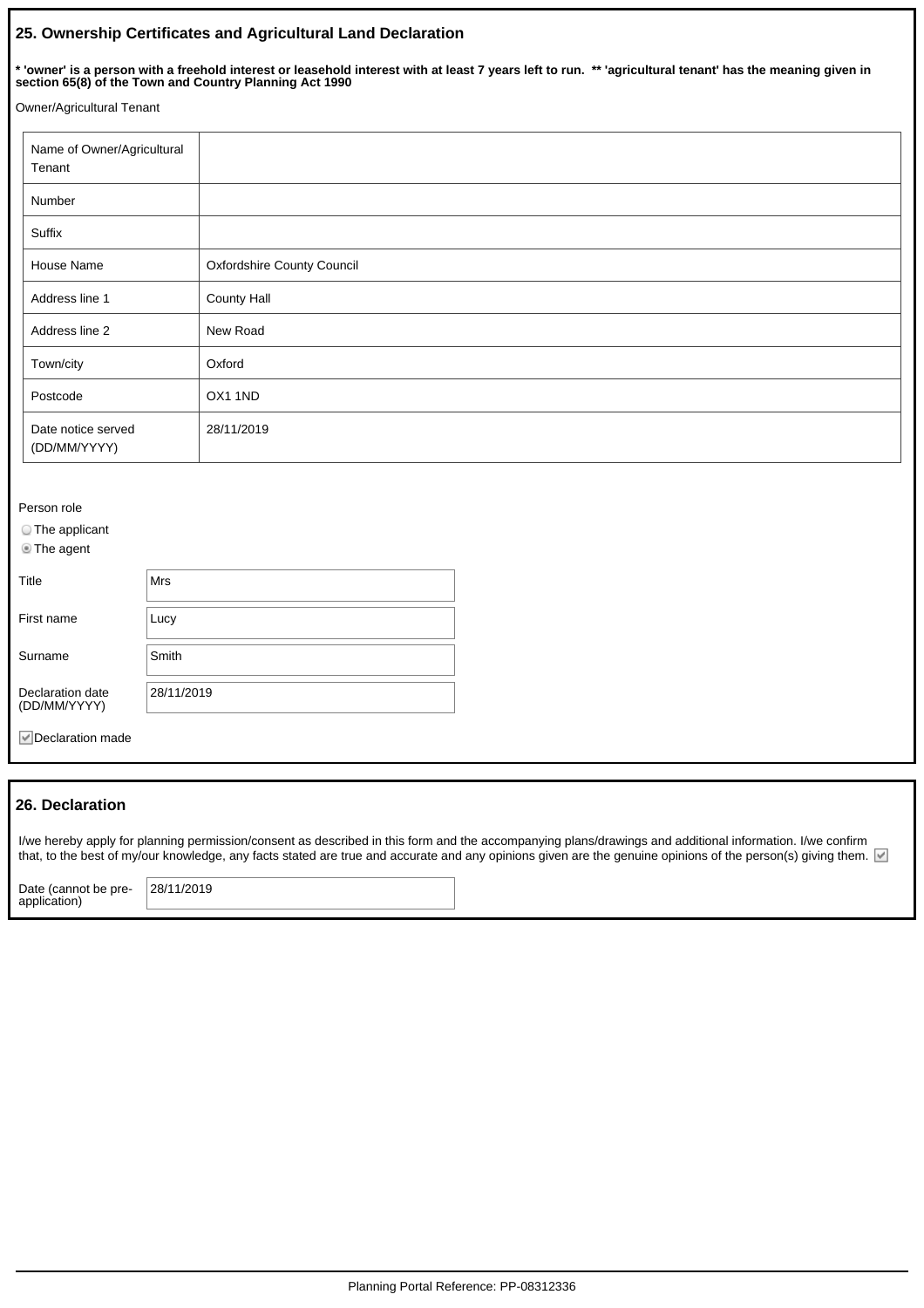## 25. Ownership Certificates and Agricultural Land Declaration

**\* 'owner' is a person with a freehold interest or leasehold interest with at least 7 years left to run. \*\* 'agricultural tenant' has the meaning given in section 65(8) of the Town and Country Planning Act 1990**

Owner/Agricultural Tenant

| | |
|---|---|
| Name of Owner/Agricultural Tenant | |
| Number | |
| Suffix | |
| House Name | Oxfordshire County Council |
| Address line 1 | County Hall |
| Address line 2 | New Road |
| Town/city | Oxford |
| Postcode | OX1 1ND |
| Date notice served (DD/MM/YYYY) | 28/11/2019 |

Person role

- ○ The applicant
- ◉ The agent

| | |
|---|---|
| Title | Mrs |
| First name | Lucy |
| Surname | Smith |
| Declaration date (DD/MM/YYYY) | 28/11/2019 |

☑ Declaration made

## 26. Declaration

I/we hereby apply for planning permission/consent as described in this form and the accompanying plans/drawings and additional information. I/we confirm that, to the best of my/our knowledge, any facts stated are true and accurate and any opinions given are the genuine opinions of the person(s) giving them. ☑

| | |
|---|---|
| Date (cannot be pre-application) | 28/11/2019 |

Planning Portal Reference: PP-08312336